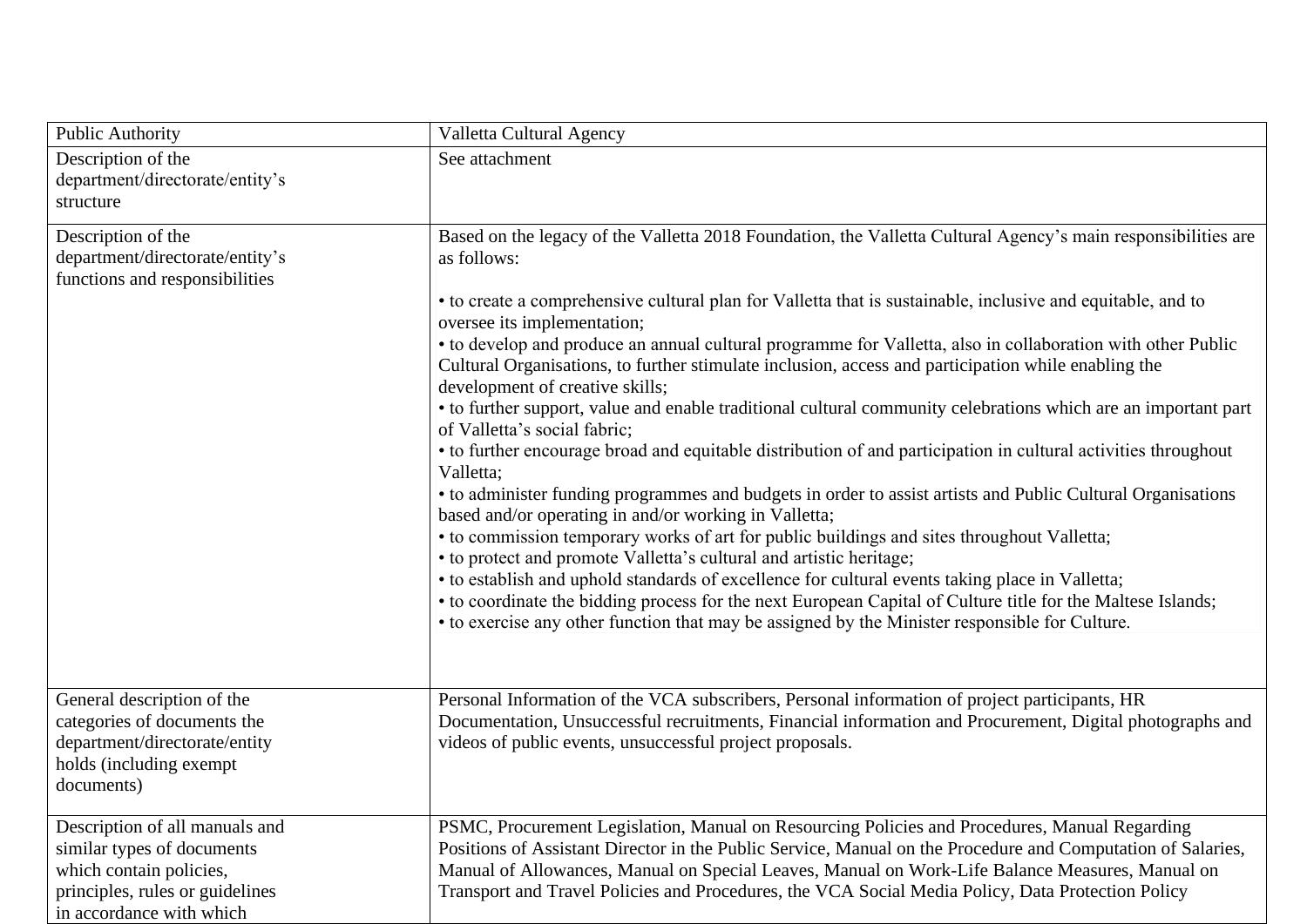| Public Authority | Valletta Cultural Agency |
|---|---|
| Description of the department/directorate/entity's structure | See attachment |
| Description of the department/directorate/entity's functions and responsibilities | Based on the legacy of the Valletta 2018 Foundation, the Valletta Cultural Agency's main responsibilities are as follows:<br><br>• to create a comprehensive cultural plan for Valletta that is sustainable, inclusive and equitable, and to oversee its implementation;<br>• to develop and produce an annual cultural programme for Valletta, also in collaboration with other Public Cultural Organisations, to further stimulate inclusion, access and participation while enabling the development of creative skills;<br>• to further support, value and enable traditional cultural community celebrations which are an important part of Valletta's social fabric;<br>• to further encourage broad and equitable distribution of and participation in cultural activities throughout Valletta;<br>• to administer funding programmes and budgets in order to assist artists and Public Cultural Organisations based and/or operating in and/or working in Valletta;<br>• to commission temporary works of art for public buildings and sites throughout Valletta;<br>• to protect and promote Valletta's cultural and artistic heritage;<br>• to establish and uphold standards of excellence for cultural events taking place in Valletta;<br>• to coordinate the bidding process for the next European Capital of Culture title for the Maltese Islands;<br>• to exercise any other function that may be assigned by the Minister responsible for Culture. |
| General description of the categories of documents the department/directorate/entity holds (including exempt documents) | Personal Information of the VCA subscribers, Personal information of project participants, HR Documentation, Unsuccessful recruitments, Financial information and Procurement, Digital photographs and videos of public events, unsuccessful project proposals. |
| Description of all manuals and similar types of documents which contain policies, principles, rules or guidelines in accordance with which | PSMC, Procurement Legislation, Manual on Resourcing Policies and Procedures, Manual Regarding Positions of Assistant Director in the Public Service, Manual on the Procedure and Computation of Salaries, Manual of Allowances, Manual on Special Leaves, Manual on Work-Life Balance Measures, Manual on Transport and Travel Policies and Procedures, the VCA Social Media Policy, Data Protection Policy |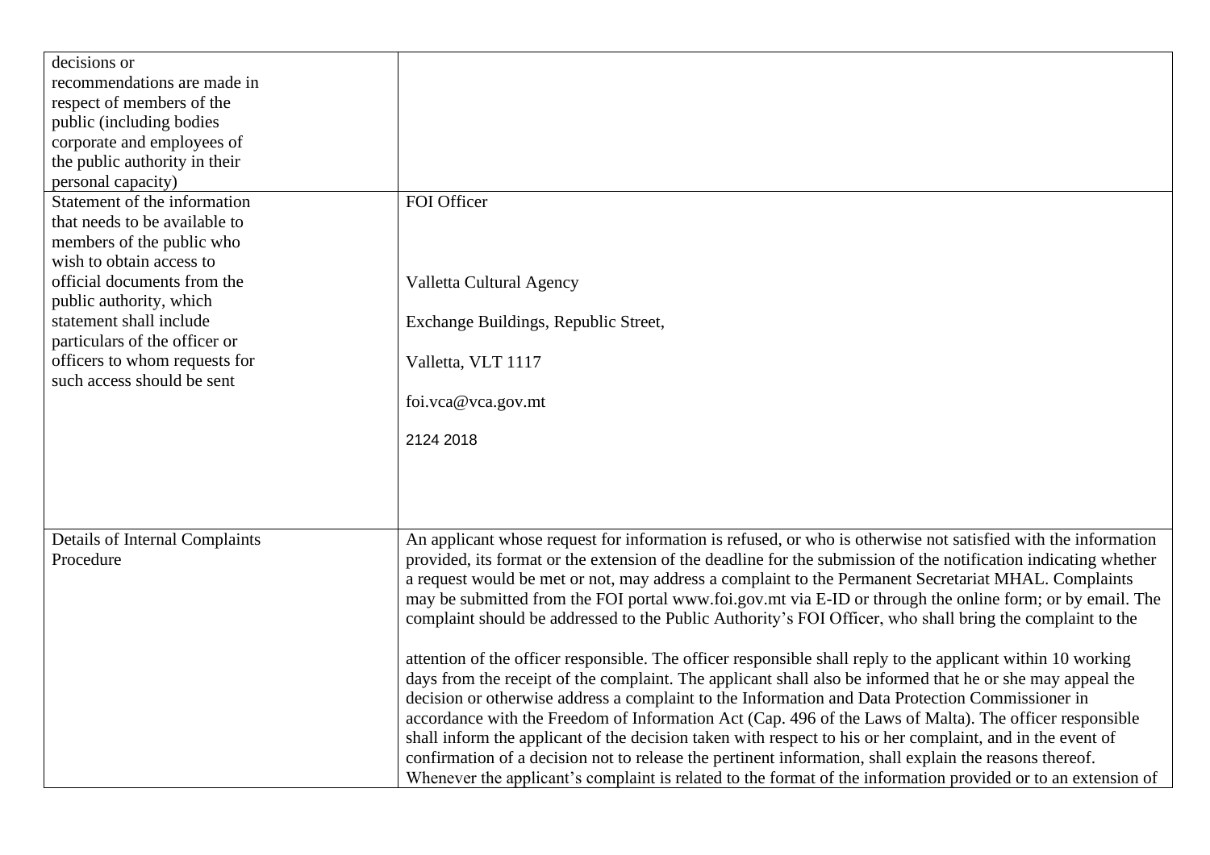| | |
|---|---|
| decisions or recommendations are made in respect of members of the public (including bodies corporate and employees of the public authority in their personal capacity) | |
| Statement of the information that needs to be available to members of the public who wish to obtain access to official documents from the public authority, which statement shall include particulars of the officer or officers to whom requests for such access should be sent | FOI Officer<br><br>Valletta Cultural Agency<br><br>Exchange Buildings, Republic Street,<br><br>Valletta, VLT 1117<br><br>foi.vca@vca.gov.mt<br><br>2124 2018 |
| Details of Internal Complaints Procedure | An applicant whose request for information is refused, or who is otherwise not satisfied with the information provided, its format or the extension of the deadline for the submission of the notification indicating whether a request would be met or not, may address a complaint to the Permanent Secretariat MHAL. Complaints may be submitted from the FOI portal www.foi.gov.mt via E-ID or through the online form; or by email. The complaint should be addressed to the Public Authority's FOI Officer, who shall bring the complaint to the<br><br>attention of the officer responsible. The officer responsible shall reply to the applicant within 10 working days from the receipt of the complaint. The applicant shall also be informed that he or she may appeal the decision or otherwise address a complaint to the Information and Data Protection Commissioner in accordance with the Freedom of Information Act (Cap. 496 of the Laws of Malta). The officer responsible shall inform the applicant of the decision taken with respect to his or her complaint, and in the event of confirmation of a decision not to release the pertinent information, shall explain the reasons thereof. Whenever the applicant's complaint is related to the format of the information provided or to an extension of |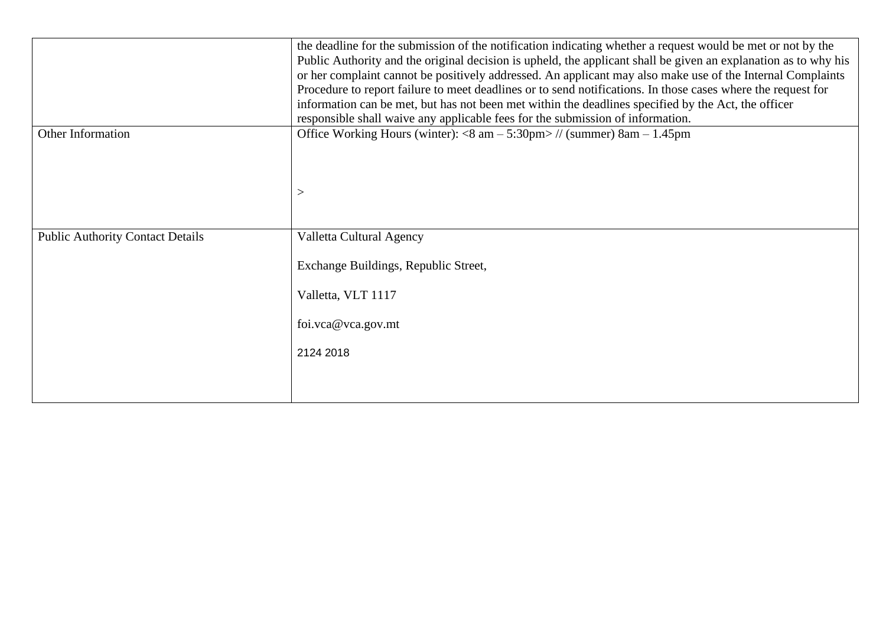| | |
|---|---|
| | the deadline for the submission of the notification indicating whether a request would be met or not by the Public Authority and the original decision is upheld, the applicant shall be given an explanation as to why his or her complaint cannot be positively addressed. An applicant may also make use of the Internal Complaints Procedure to report failure to meet deadlines or to send notifications. In those cases where the request for information can be met, but has not been met within the deadlines specified by the Act, the officer responsible shall waive any applicable fees for the submission of information. |
| Other Information | Office Working Hours (winter): <8 am – 5:30pm> // (summer) 8am – 1.45pm<br><br>> |
| Public Authority Contact Details | Valletta Cultural Agency<br><br>Exchange Buildings, Republic Street,<br><br>Valletta, VLT 1117<br><br>foi.vca@vca.gov.mt<br><br>2124 2018 |